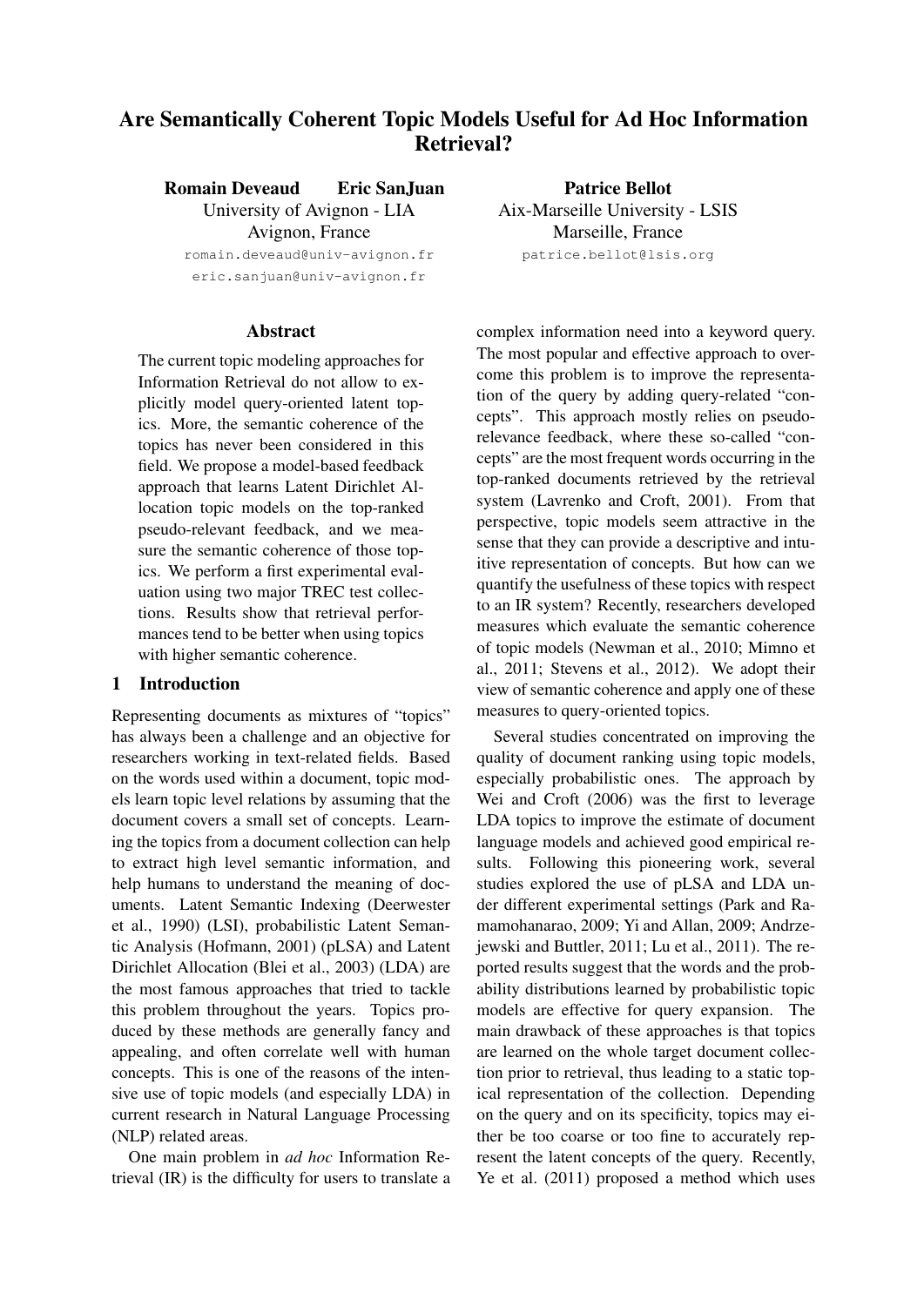# Are Semantically Coherent Topic Models Useful for Ad Hoc Information Retrieval?

**Romain Deveaud** **Eric SanJuan**
University of Avignon - LIA
Avignon, France
romain.deveaud@univ-avignon.fr
eric.sanjuan@univ-avignon.fr

**Patrice Bellot**
Aix-Marseille University - LSIS
Marseille, France
patrice.bellot@lsis.org

## Abstract

The current topic modeling approaches for Information Retrieval do not allow to explicitly model query-oriented latent topics. More, the semantic coherence of the topics has never been considered in this field. We propose a model-based feedback approach that learns Latent Dirichlet Allocation topic models on the top-ranked pseudo-relevant feedback, and we measure the semantic coherence of those topics. We perform a first experimental evaluation using two major TREC test collections. Results show that retrieval performances tend to be better when using topics with higher semantic coherence.

## 1 Introduction

Representing documents as mixtures of "topics" has always been a challenge and an objective for researchers working in text-related fields. Based on the words used within a document, topic models learn topic level relations by assuming that the document covers a small set of concepts. Learning the topics from a document collection can help to extract high level semantic information, and help humans to understand the meaning of documents. Latent Semantic Indexing (Deerwester et al., 1990) (LSI), probabilistic Latent Semantic Analysis (Hofmann, 2001) (pLSA) and Latent Dirichlet Allocation (Blei et al., 2003) (LDA) are the most famous approaches that tried to tackle this problem throughout the years. Topics produced by these methods are generally fancy and appealing, and often correlate well with human concepts. This is one of the reasons of the intensive use of topic models (and especially LDA) in current research in Natural Language Processing (NLP) related areas.

One main problem in *ad hoc* Information Retrieval (IR) is the difficulty for users to translate a complex information need into a keyword query. The most popular and effective approach to overcome this problem is to improve the representation of the query by adding query-related "concepts". This approach mostly relies on pseudo-relevance feedback, where these so-called "concepts" are the most frequent words occurring in the top-ranked documents retrieved by the retrieval system (Lavrenko and Croft, 2001). From that perspective, topic models seem attractive in the sense that they can provide a descriptive and intuitive representation of concepts. But how can we quantify the usefulness of these topics with respect to an IR system? Recently, researchers developed measures which evaluate the semantic coherence of topic models (Newman et al., 2010; Mimno et al., 2011; Stevens et al., 2012). We adopt their view of semantic coherence and apply one of these measures to query-oriented topics.

Several studies concentrated on improving the quality of document ranking using topic models, especially probabilistic ones. The approach by Wei and Croft (2006) was the first to leverage LDA topics to improve the estimate of document language models and achieved good empirical results. Following this pioneering work, several studies explored the use of pLSA and LDA under different experimental settings (Park and Ramamohanarao, 2009; Yi and Allan, 2009; Andrzejewski and Buttler, 2011; Lu et al., 2011). The reported results suggest that the words and the probability distributions learned by probabilistic topic models are effective for query expansion. The main drawback of these approaches is that topics are learned on the whole target document collection prior to retrieval, thus leading to a static topical representation of the collection. Depending on the query and on its specificity, topics may either be too coarse or too fine to accurately represent the latent concepts of the query. Recently, Ye et al. (2011) proposed a method which uses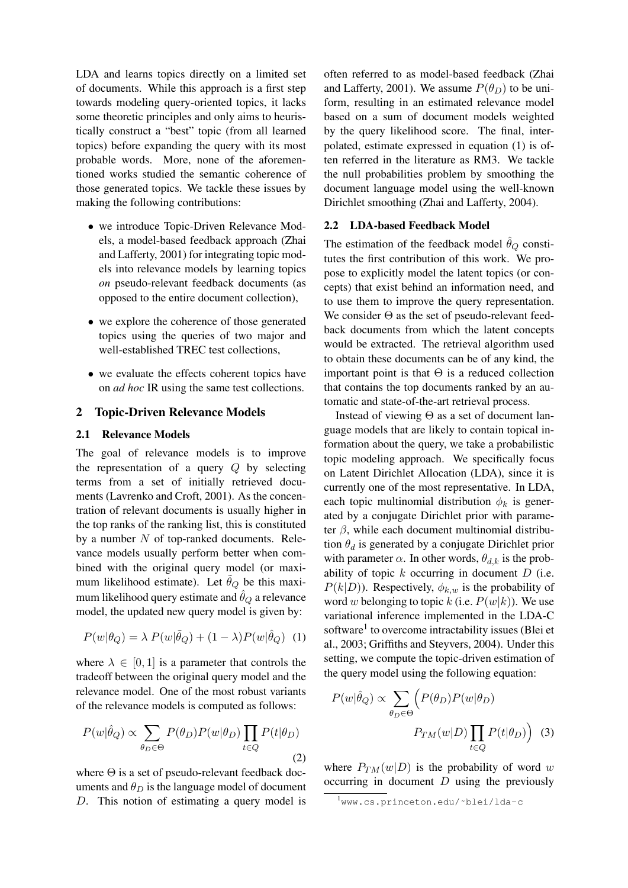LDA and learns topics directly on a limited set of documents. While this approach is a first step towards modeling query-oriented topics, it lacks some theoretic principles and only aims to heuristically construct a "best" topic (from all learned topics) before expanding the query with its most probable words. More, none of the aforementioned works studied the semantic coherence of those generated topics. We tackle these issues by making the following contributions:

- we introduce Topic-Driven Relevance Models, a model-based feedback approach (Zhai and Lafferty, 2001) for integrating topic models into relevance models by learning topics *on* pseudo-relevant feedback documents (as opposed to the entire document collection),
- we explore the coherence of those generated topics using the queries of two major and well-established TREC test collections,
- we evaluate the effects coherent topics have on *ad hoc* IR using the same test collections.

## 2 Topic-Driven Relevance Models

### 2.1 Relevance Models

The goal of relevance models is to improve the representation of a query $Q$ by selecting terms from a set of initially retrieved documents (Lavrenko and Croft, 2001). As the concentration of relevant documents is usually higher in the top ranks of the ranking list, this is constituted by a number $N$ of top-ranked documents. Relevance models usually perform better when combined with the original query model (or maximum likelihood estimate). Let $\tilde{\theta}_Q$ be this maximum likelihood query estimate and $\hat{\theta}_Q$ a relevance model, the updated new query model is given by:

$$P(w|\theta_Q) = \lambda\, P(w|\tilde{\theta}_Q) + (1 - \lambda) P(w|\hat{\theta}_Q) \quad (1)$$

where $\lambda \in [0, 1]$ is a parameter that controls the tradeoff between the original query model and the relevance model. One of the most robust variants of the relevance models is computed as follows:

$$P(w|\hat{\theta}_Q) \propto \sum_{\theta_D \in \Theta} P(\theta_D) P(w|\theta_D) \prod_{t \in Q} P(t|\theta_D) \quad (2)$$

where $\Theta$ is a set of pseudo-relevant feedback documents and $\theta_D$ is the language model of document $D$. This notion of estimating a query model is often referred to as model-based feedback (Zhai and Lafferty, 2001). We assume $P(\theta_D)$ to be uniform, resulting in an estimated relevance model based on a sum of document models weighted by the query likelihood score. The final, interpolated, estimate expressed in equation (1) is often referred in the literature as RM3. We tackle the null probabilities problem by smoothing the document language model using the well-known Dirichlet smoothing (Zhai and Lafferty, 2004).

### 2.2 LDA-based Feedback Model

The estimation of the feedback model $\hat{\theta}_Q$ constitutes the first contribution of this work. We propose to explicitly model the latent topics (or concepts) that exist behind an information need, and to use them to improve the query representation. We consider $\Theta$ as the set of pseudo-relevant feedback documents from which the latent concepts would be extracted. The retrieval algorithm used to obtain these documents can be of any kind, the important point is that $\Theta$ is a reduced collection that contains the top documents ranked by an automatic and state-of-the-art retrieval process.

Instead of viewing $\Theta$ as a set of document language models that are likely to contain topical information about the query, we take a probabilistic topic modeling approach. We specifically focus on Latent Dirichlet Allocation (LDA), since it is currently one of the most representative. In LDA, each topic multinomial distribution $\phi_k$ is generated by a conjugate Dirichlet prior with parameter $\beta$, while each document multinomial distribution $\theta_d$ is generated by a conjugate Dirichlet prior with parameter $\alpha$. In other words, $\theta_{d,k}$ is the probability of topic $k$ occurring in document $D$ (i.e. $P(k|D)$). Respectively, $\phi_{k,w}$ is the probability of word $w$ belonging to topic $k$ (i.e. $P(w|k)$). We use variational inference implemented in the LDA-C software[1] to overcome intractability issues (Blei et al., 2003; Griffiths and Steyvers, 2004). Under this setting, we compute the topic-driven estimation of the query model using the following equation:

$$P(w|\hat{\theta}_Q) \propto \sum_{\theta_D \in \Theta} \Big( P(\theta_D) P(w|\theta_D) P_{TM}(w|D) \prod_{t \in Q} P(t|\theta_D) \Big) \quad (3)$$

where $P_{TM}(w|D)$ is the probability of word $w$ occurring in document $D$ using the previously

[1] www.cs.princeton.edu/~blei/lda-c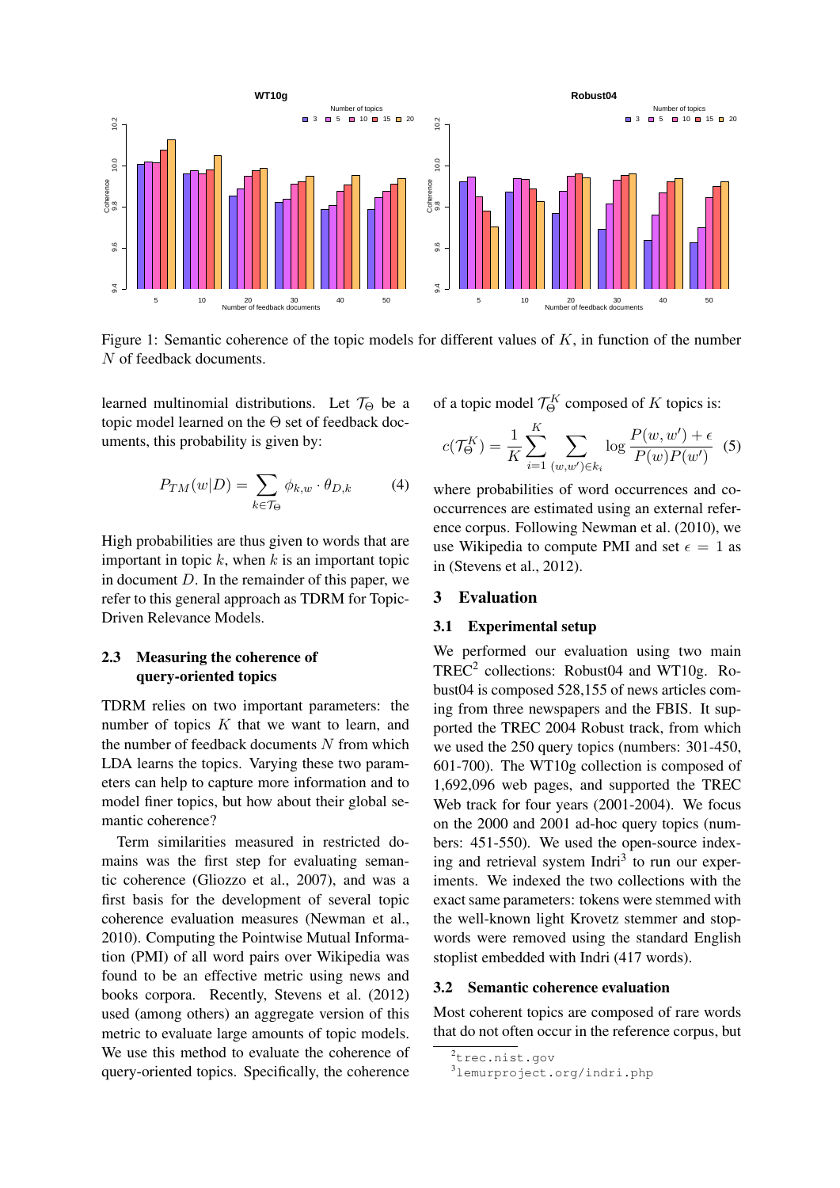WT10g

Number of topics

3 5 10 15 20

Coherence

10.2
10.0
9.8
9.6
9.4

5 10 20 30 40 50

Number of feedback documents

Robust04

Number of topics

3 5 10 15 20

Coherence

10.2
10.0
9.8
9.6
9.4

5 10 20 30 40 50

Number of feedback documents

Figure 1: Semantic coherence of the topic models for different values of $K$, in function of the number $N$ of feedback documents.

learned multinomial distributions. Let $\mathcal{T}_\Theta$ be a topic model learned on the $\Theta$ set of feedback documents, this probability is given by:

$$P_{TM}(w|D) = \sum_{k \in \mathcal{T}_\Theta} \phi_{k,w} \cdot \theta_{D,k} \quad (4)$$

High probabilities are thus given to words that are important in topic $k$, when $k$ is an important topic in document $D$. In the remainder of this paper, we refer to this general approach as TDRM for Topic-Driven Relevance Models.

### 2.3 Measuring the coherence of query-oriented topics

TDRM relies on two important parameters: the number of topics $K$ that we want to learn, and the number of feedback documents $N$ from which LDA learns the topics. Varying these two parameters can help to capture more information and to model finer topics, but how about their global semantic coherence?

Term similarities measured in restricted domains was the first step for evaluating semantic coherence (Gliozzo et al., 2007), and was a first basis for the development of several topic coherence evaluation measures (Newman et al., 2010). Computing the Pointwise Mutual Information (PMI) of all word pairs over Wikipedia was found to be an effective metric using news and books corpora. Recently, Stevens et al. (2012) used (among others) an aggregate version of this metric to evaluate large amounts of topic models. We use this method to evaluate the coherence of query-oriented topics. Specifically, the coherence of a topic model $\mathcal{T}_\Theta^K$ composed of $K$ topics is:

$$c(\mathcal{T}_\Theta^K) = \frac{1}{K} \sum_{i=1}^{K} \sum_{(w,w') \in k_i} \log \frac{P(w,w') + \epsilon}{P(w)P(w')} \quad (5)$$

where probabilities of word occurrences and co-occurrences are estimated using an external reference corpus. Following Newman et al. (2010), we use Wikipedia to compute PMI and set $\epsilon = 1$ as in (Stevens et al., 2012).

## 3 Evaluation

### 3.1 Experimental setup

We performed our evaluation using two main TREC[2] collections: Robust04 and WT10g. Robust04 is composed 528,155 of news articles coming from three newspapers and the FBIS. It supported the TREC 2004 Robust track, from which we used the 250 query topics (numbers: 301-450, 601-700). The WT10g collection is composed of 1,692,096 web pages, and supported the TREC Web track for four years (2001-2004). We focus on the 2000 and 2001 ad-hoc query topics (numbers: 451-550). We used the open-source indexing and retrieval system Indri[3] to run our experiments. We indexed the two collections with the exact same parameters: tokens were stemmed with the well-known light Krovetz stemmer and stopwords were removed using the standard English stoplist embedded with Indri (417 words).

### 3.2 Semantic coherence evaluation

Most coherent topics are composed of rare words that do not often occur in the reference corpus, but

[2] trec.nist.gov

[3] lemurproject.org/indri.php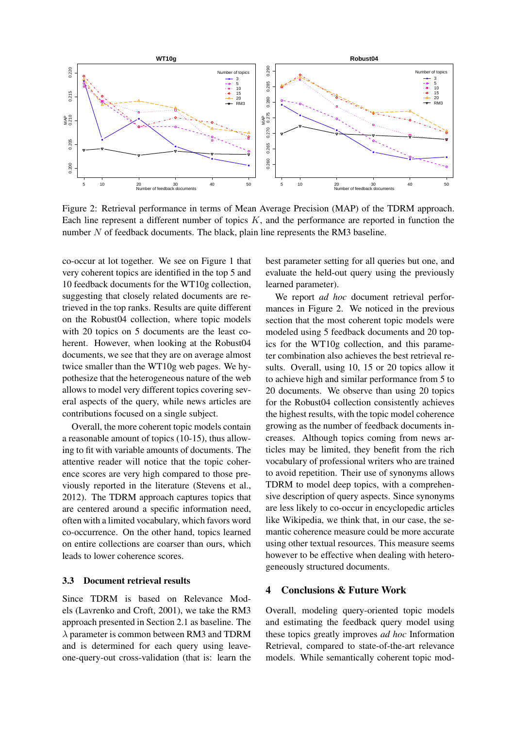WT10g

MAP

0.200 0.205 0.210 0.215 0.220

Number of topics
3
5
10
15
20
RM3

5 10 20 30 40 50
Number of feedback documents

Robust04

MAP

0.260 0.265 0.270 0.275 0.280 0.285 0.290

Number of topics
3
5
10
15
20
RM3

5 10 20 30 40 50
Number of feedback documents

Figure 2: Retrieval performance in terms of Mean Average Precision (MAP) of the TDRM approach. Each line represent a different number of topics $K$, and the performance are reported in function the number $N$ of feedback documents. The black, plain line represents the RM3 baseline.

co-occur at lot together. We see on Figure 1 that very coherent topics are identified in the top 5 and 10 feedback documents for the WT10g collection, suggesting that closely related documents are retrieved in the top ranks. Results are quite different on the Robust04 collection, where topic models with 20 topics on 5 documents are the least coherent. However, when looking at the Robust04 documents, we see that they are on average almost twice smaller than the WT10g web pages. We hypothesize that the heterogeneous nature of the web allows to model very different topics covering several aspects of the query, while news articles are contributions focused on a single subject.

Overall, the more coherent topic models contain a reasonable amount of topics (10-15), thus allowing to fit with variable amounts of documents. The attentive reader will notice that the topic coherence scores are very high compared to those previously reported in the literature (Stevens et al., 2012). The TDRM approach captures topics that are centered around a specific information need, often with a limited vocabulary, which favors word co-occurrence. On the other hand, topics learned on entire collections are coarser than ours, which leads to lower coherence scores.

### 3.3 Document retrieval results

Since TDRM is based on Relevance Models (Lavrenko and Croft, 2001), we take the RM3 approach presented in Section 2.1 as baseline. The $\lambda$ parameter is common between RM3 and TDRM and is determined for each query using leave-one-query-out cross-validation (that is: learn the best parameter setting for all queries but one, and evaluate the held-out query using the previously learned parameter).

We report *ad hoc* document retrieval performances in Figure 2. We noticed in the previous section that the most coherent topic models were modeled using 5 feedback documents and 20 topics for the WT10g collection, and this parameter combination also achieves the best retrieval results. Overall, using 10, 15 or 20 topics allow it to achieve high and similar performance from 5 to 20 documents. We observe than using 20 topics for the Robust04 collection consistently achieves the highest results, with the topic model coherence growing as the number of feedback documents increases. Although topics coming from news articles may be limited, they benefit from the rich vocabulary of professional writers who are trained to avoid repetition. Their use of synonyms allows TDRM to model deep topics, with a comprehensive description of query aspects. Since synonyms are less likely to co-occur in encyclopedic articles like Wikipedia, we think that, in our case, the semantic coherence measure could be more accurate using other textual resources. This measure seems however to be effective when dealing with heterogeneously structured documents.

## 4 Conclusions & Future Work

Overall, modeling query-oriented topic models and estimating the feedback query model using these topics greatly improves *ad hoc* Information Retrieval, compared to state-of-the-art relevance models. While semantically coherent topic mod-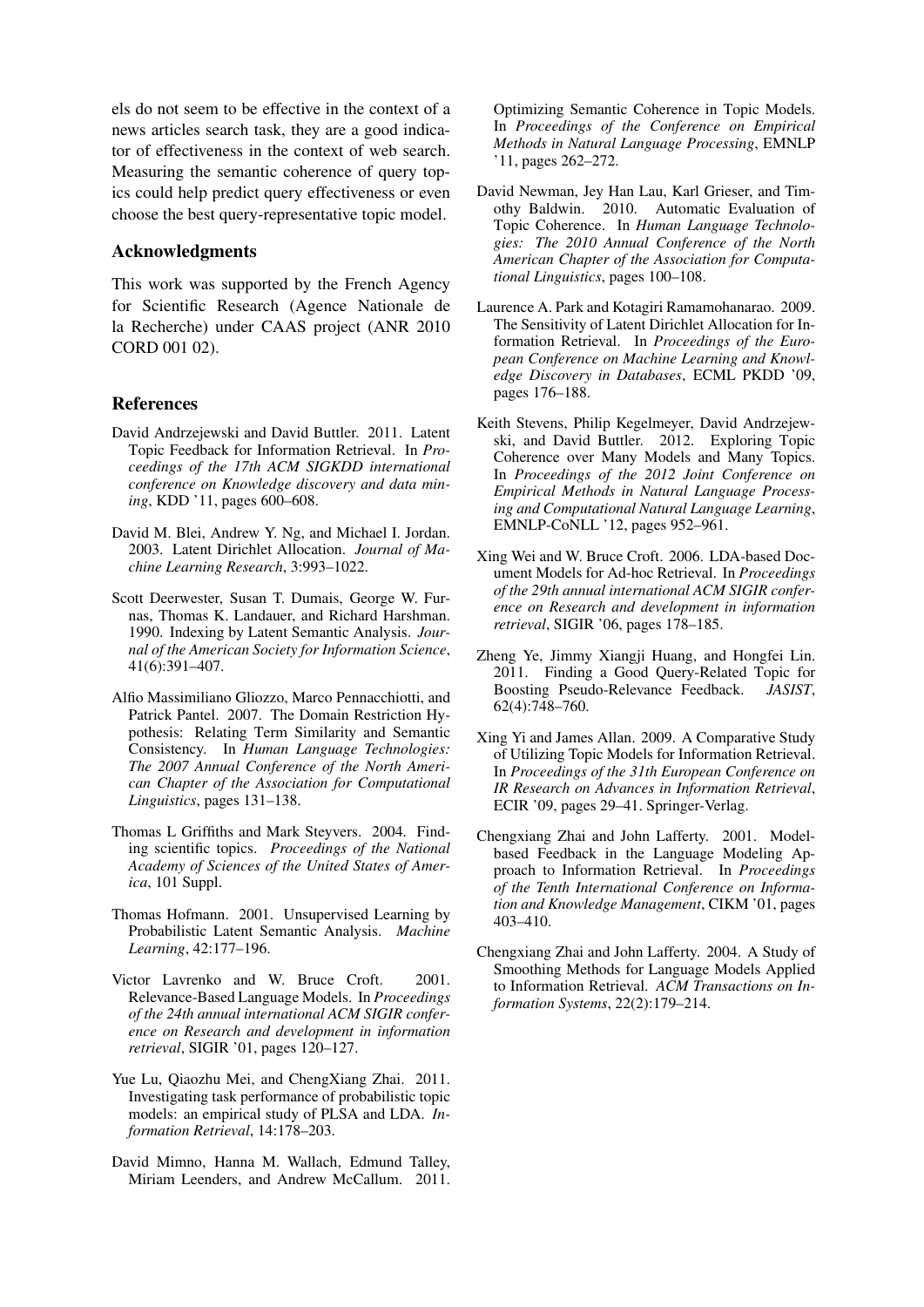els do not seem to be effective in the context of a news articles search task, they are a good indicator of effectiveness in the context of web search. Measuring the semantic coherence of query topics could help predict query effectiveness or even choose the best query-representative topic model.

## Acknowledgments

This work was supported by the French Agency for Scientific Research (Agence Nationale de la Recherche) under CAAS project (ANR 2010 CORD 001 02).

## References

David Andrzejewski and David Buttler. 2011. Latent Topic Feedback for Information Retrieval. In *Proceedings of the 17th ACM SIGKDD international conference on Knowledge discovery and data mining*, KDD '11, pages 600–608.

David M. Blei, Andrew Y. Ng, and Michael I. Jordan. 2003. Latent Dirichlet Allocation. *Journal of Machine Learning Research*, 3:993–1022.

Scott Deerwester, Susan T. Dumais, George W. Furnas, Thomas K. Landauer, and Richard Harshman. 1990. Indexing by Latent Semantic Analysis. *Journal of the American Society for Information Science*, 41(6):391–407.

Alfio Massimiliano Gliozzo, Marco Pennacchiotti, and Patrick Pantel. 2007. The Domain Restriction Hypothesis: Relating Term Similarity and Semantic Consistency. In *Human Language Technologies: The 2007 Annual Conference of the North American Chapter of the Association for Computational Linguistics*, pages 131–138.

Thomas L Griffiths and Mark Steyvers. 2004. Finding scientific topics. *Proceedings of the National Academy of Sciences of the United States of America*, 101 Suppl.

Thomas Hofmann. 2001. Unsupervised Learning by Probabilistic Latent Semantic Analysis. *Machine Learning*, 42:177–196.

Victor Lavrenko and W. Bruce Croft. 2001. Relevance-Based Language Models. In *Proceedings of the 24th annual international ACM SIGIR conference on Research and development in information retrieval*, SIGIR '01, pages 120–127.

Yue Lu, Qiaozhu Mei, and ChengXiang Zhai. 2011. Investigating task performance of probabilistic topic models: an empirical study of PLSA and LDA. *Information Retrieval*, 14:178–203.

David Mimno, Hanna M. Wallach, Edmund Talley, Miriam Leenders, and Andrew McCallum. 2011. Optimizing Semantic Coherence in Topic Models. In *Proceedings of the Conference on Empirical Methods in Natural Language Processing*, EMNLP '11, pages 262–272.

David Newman, Jey Han Lau, Karl Grieser, and Timothy Baldwin. 2010. Automatic Evaluation of Topic Coherence. In *Human Language Technologies: The 2010 Annual Conference of the North American Chapter of the Association for Computational Linguistics*, pages 100–108.

Laurence A. Park and Kotagiri Ramamohanarao. 2009. The Sensitivity of Latent Dirichlet Allocation for Information Retrieval. In *Proceedings of the European Conference on Machine Learning and Knowledge Discovery in Databases*, ECML PKDD '09, pages 176–188.

Keith Stevens, Philip Kegelmeyer, David Andrzejewski, and David Buttler. 2012. Exploring Topic Coherence over Many Models and Many Topics. In *Proceedings of the 2012 Joint Conference on Empirical Methods in Natural Language Processing and Computational Natural Language Learning*, EMNLP-CoNLL '12, pages 952–961.

Xing Wei and W. Bruce Croft. 2006. LDA-based Document Models for Ad-hoc Retrieval. In *Proceedings of the 29th annual international ACM SIGIR conference on Research and development in information retrieval*, SIGIR '06, pages 178–185.

Zheng Ye, Jimmy Xiangji Huang, and Hongfei Lin. 2011. Finding a Good Query-Related Topic for Boosting Pseudo-Relevance Feedback. *JASIST*, 62(4):748–760.

Xing Yi and James Allan. 2009. A Comparative Study of Utilizing Topic Models for Information Retrieval. In *Proceedings of the 31th European Conference on IR Research on Advances in Information Retrieval*, ECIR '09, pages 29–41. Springer-Verlag.

Chengxiang Zhai and John Lafferty. 2001. Model-based Feedback in the Language Modeling Approach to Information Retrieval. In *Proceedings of the Tenth International Conference on Information and Knowledge Management*, CIKM '01, pages 403–410.

Chengxiang Zhai and John Lafferty. 2004. A Study of Smoothing Methods for Language Models Applied to Information Retrieval. *ACM Transactions on Information Systems*, 22(2):179–214.